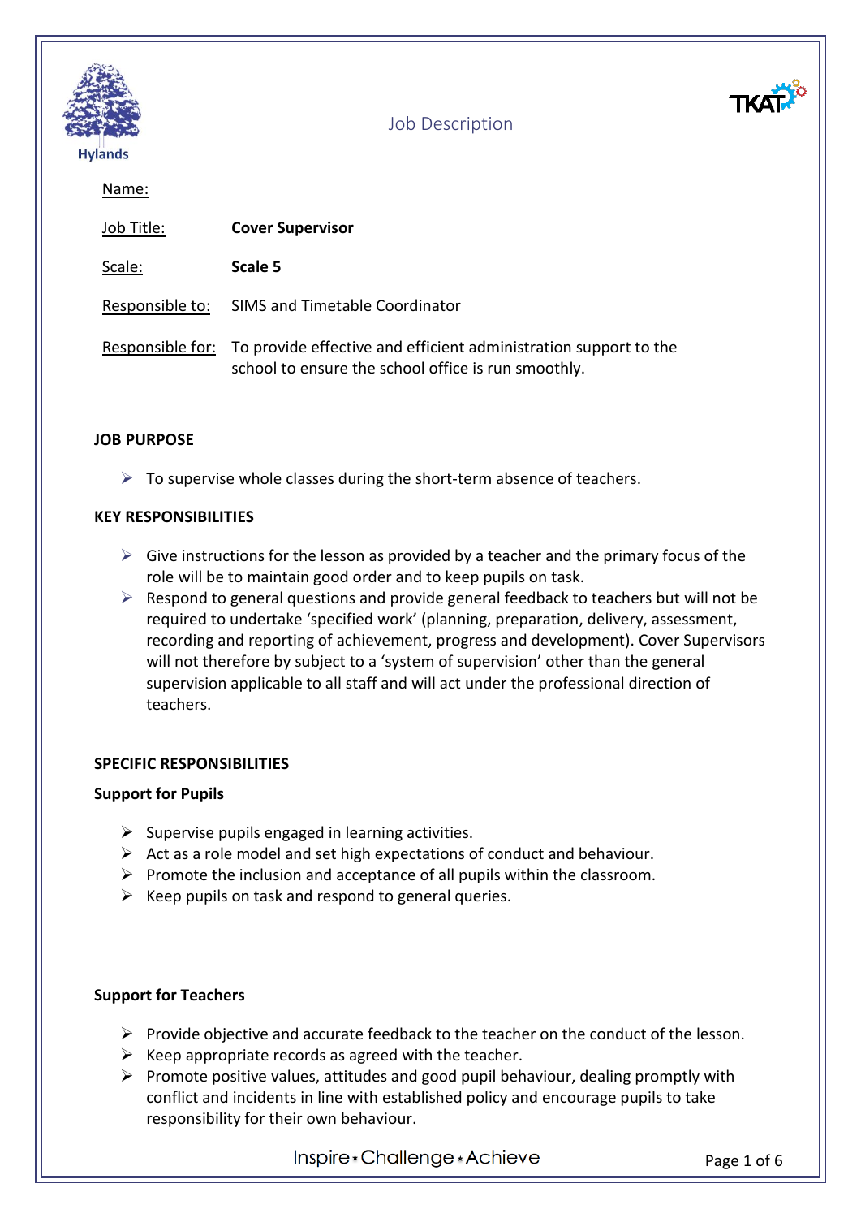Hylands

# Job Description

TKAT

Name:

Job Title: **Cover Supervisor**

Scale: **Scale 5**

Responsible to: SIMS and Timetable Coordinator

Responsible for: To provide effective and efficient administration support to the school to ensure the school office is run smoothly.

## JOB PURPOSE

- To supervise whole classes during the short-term absence of teachers.

## KEY RESPONSIBILITIES

- Give instructions for the lesson as provided by a teacher and the primary focus of the role will be to maintain good order and to keep pupils on task.
- Respond to general questions and provide general feedback to teachers but will not be required to undertake 'specified work' (planning, preparation, delivery, assessment, recording and reporting of achievement, progress and development). Cover Supervisors will not therefore by subject to a 'system of supervision' other than the general supervision applicable to all staff and will act under the professional direction of teachers.

## SPECIFIC RESPONSIBILITIES

### Support for Pupils

- Supervise pupils engaged in learning activities.
- Act as a role model and set high expectations of conduct and behaviour.
- Promote the inclusion and acceptance of all pupils within the classroom.
- Keep pupils on task and respond to general queries.

### Support for Teachers

- Provide objective and accurate feedback to the teacher on the conduct of the lesson.
- Keep appropriate records as agreed with the teacher.
- Promote positive values, attitudes and good pupil behaviour, dealing promptly with conflict and incidents in line with established policy and encourage pupils to take responsibility for their own behaviour.

Inspire • Challenge • Achieve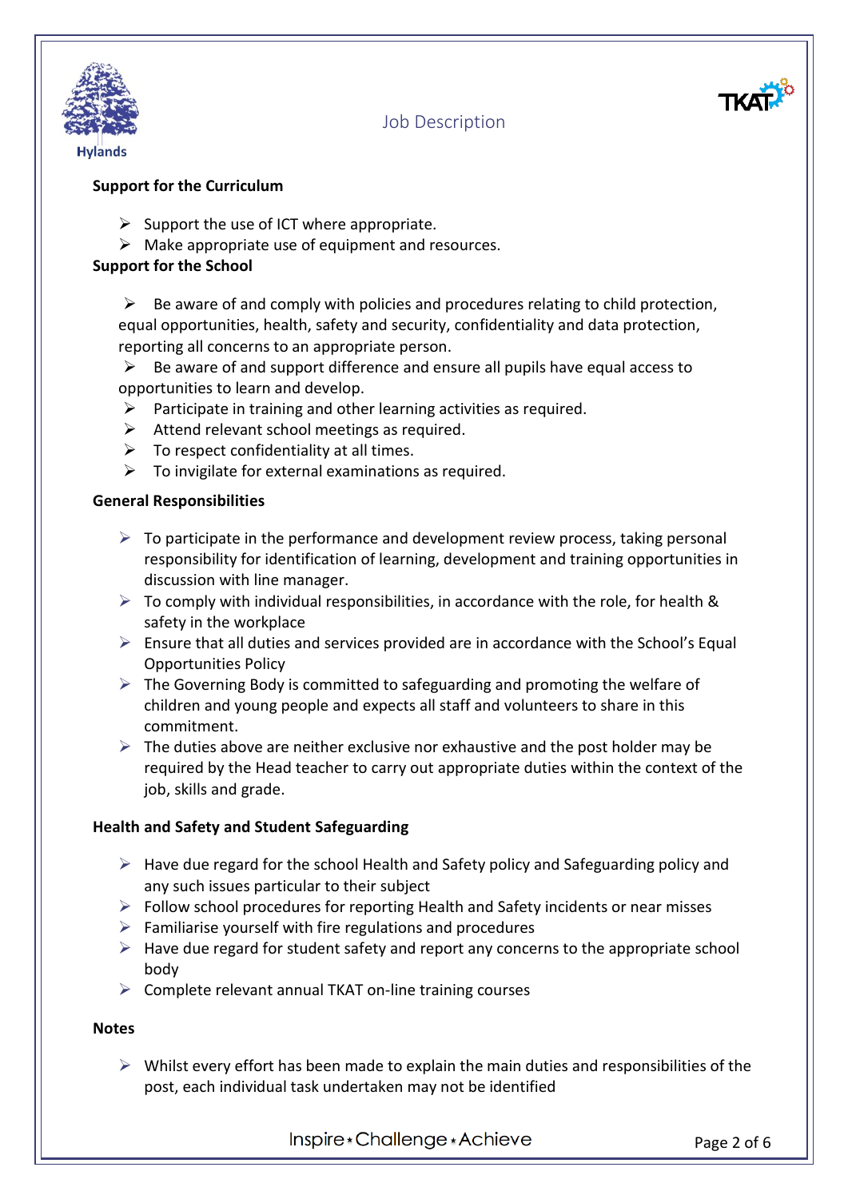### Support for the Curriculum

- Support the use of ICT where appropriate.
- Make appropriate use of equipment and resources.

### Support for the School

- Be aware of and comply with policies and procedures relating to child protection, equal opportunities, health, safety and security, confidentiality and data protection, reporting all concerns to an appropriate person.
- Be aware of and support difference and ensure all pupils have equal access to opportunities to learn and develop.
- Participate in training and other learning activities as required.
- Attend relevant school meetings as required.
- To respect confidentiality at all times.
- To invigilate for external examinations as required.

### General Responsibilities

- To participate in the performance and development review process, taking personal responsibility for identification of learning, development and training opportunities in discussion with line manager.
- To comply with individual responsibilities, in accordance with the role, for health & safety in the workplace
- Ensure that all duties and services provided are in accordance with the School's Equal Opportunities Policy
- The Governing Body is committed to safeguarding and promoting the welfare of children and young people and expects all staff and volunteers to share in this commitment.
- The duties above are neither exclusive nor exhaustive and the post holder may be required by the Head teacher to carry out appropriate duties within the context of the job, skills and grade.

### Health and Safety and Student Safeguarding

- Have due regard for the school Health and Safety policy and Safeguarding policy and any such issues particular to their subject
- Follow school procedures for reporting Health and Safety incidents or near misses
- Familiarise yourself with fire regulations and procedures
- Have due regard for student safety and report any concerns to the appropriate school body
- Complete relevant annual TKAT on-line training courses

### Notes

- Whilst every effort has been made to explain the main duties and responsibilities of the post, each individual task undertaken may not be identified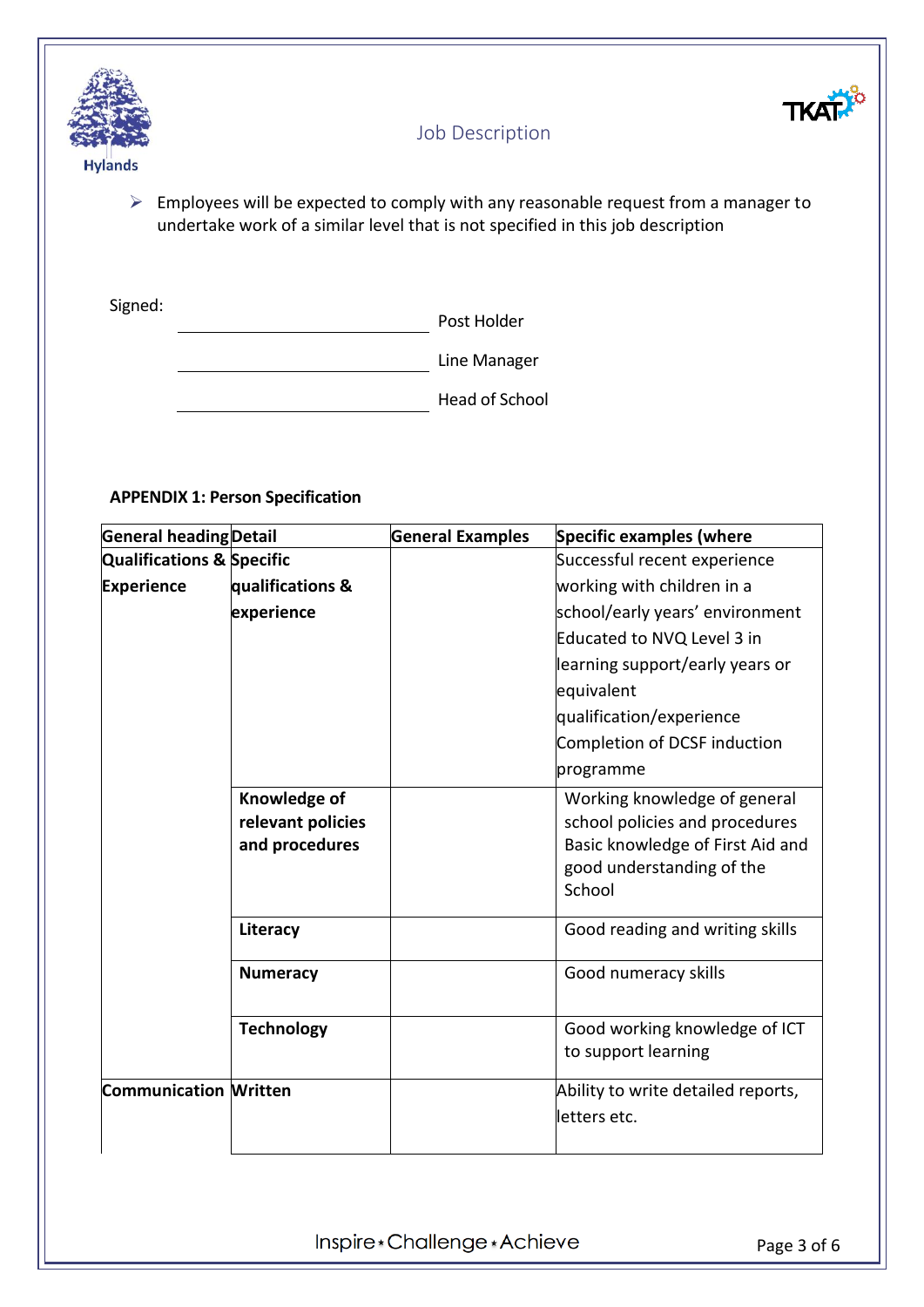- Employees will be expected to comply with any reasonable request from a manager to undertake work of a similar level that is not specified in this job description

Signed:

______________________ Post Holder

______________________ Line Manager

______________________ Head of School

**APPENDIX 1: Person Specification**

| General heading | Detail | General Examples | Specific examples (where |
|---|---|---|---|
| **Qualifications & Experience** | **Specific qualifications & experience** | | Successful recent experience working with children in a school/early years' environment<br>Educated to NVQ Level 3 in learning support/early years or equivalent qualification/experience<br>Completion of DCSF induction programme |
| | **Knowledge of relevant policies and procedures** | | Working knowledge of general school policies and procedures<br>Basic knowledge of First Aid and good understanding of the School |
| | **Literacy** | | Good reading and writing skills |
| | **Numeracy** | | Good numeracy skills |
| | **Technology** | | Good working knowledge of ICT to support learning |
| **Communication** | **Written** | | Ability to write detailed reports, letters etc. |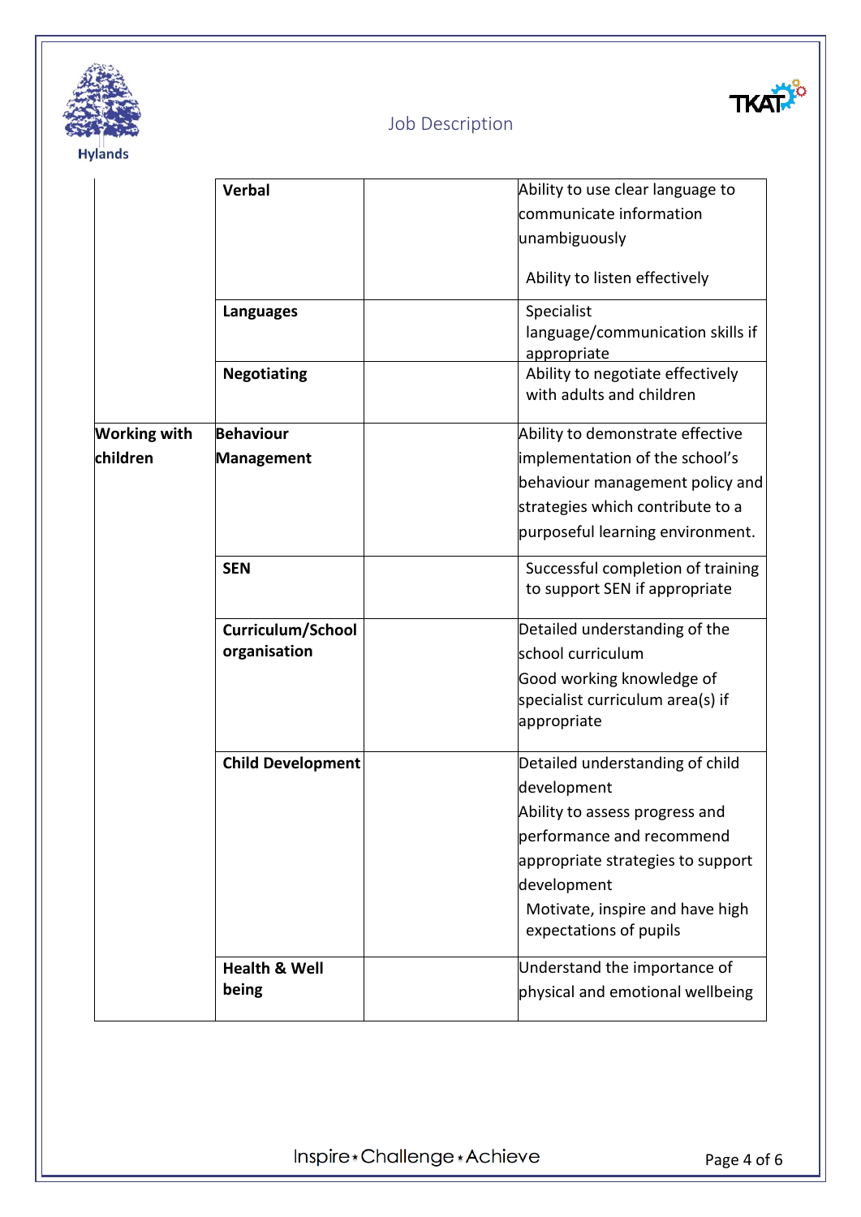| | | | |
|---|---|---|---|
| | **Verbal** | | Ability to use clear language to communicate information unambiguously<br><br>Ability to listen effectively |
| | **Languages** | | Specialist language/communication skills if appropriate |
| | **Negotiating** | | Ability to negotiate effectively with adults and children |
| **Working with children** | **Behaviour Management** | | Ability to demonstrate effective implementation of the school's behaviour management policy and strategies which contribute to a purposeful learning environment. |
| | **SEN** | | Successful completion of training to support SEN if appropriate |
| | **Curriculum/School organisation** | | Detailed understanding of the school curriculum<br>Good working knowledge of specialist curriculum area(s) if appropriate |
| | **Child Development** | | Detailed understanding of child development<br>Ability to assess progress and performance and recommend appropriate strategies to support development<br>Motivate, inspire and have high expectations of pupils |
| | **Health & Well being** | | Understand the importance of physical and emotional wellbeing |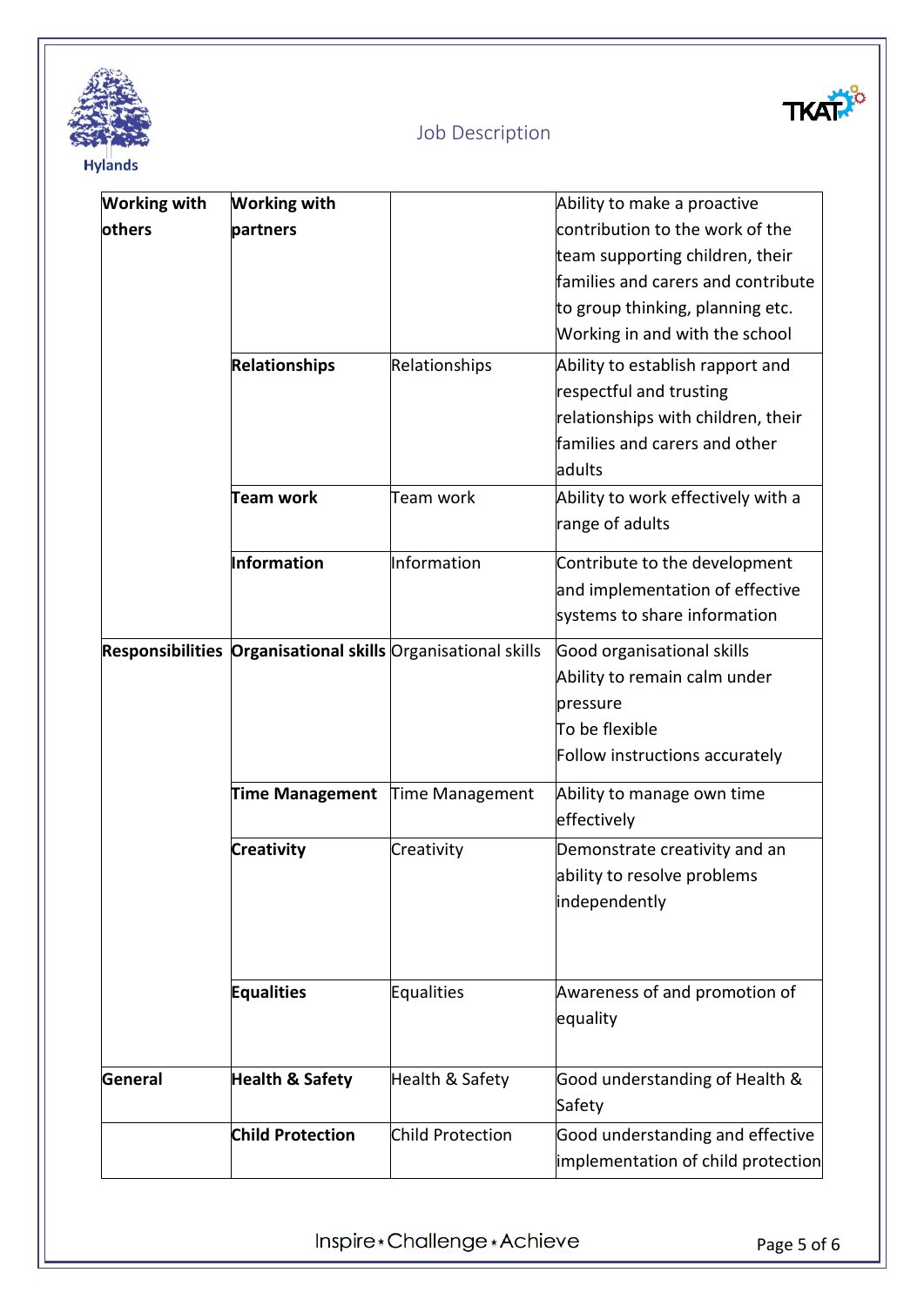| Working with others | Working with partners | | Ability to make a proactive contribution to the work of the team supporting children, their families and carers and contribute to group thinking, planning etc. Working in and with the school |
|---|---|---|---|
| | **Relationships** | Relationships | Ability to establish rapport and respectful and trusting relationships with children, their families and carers and other adults |
| | **Team work** | Team work | Ability to work effectively with a range of adults |
| | **Information** | Information | Contribute to the development and implementation of effective systems to share information |
| **Responsibilities** | **Organisational skills** | Organisational skills | Good organisational skills<br>Ability to remain calm under pressure<br>To be flexible<br>Follow instructions accurately |
| | **Time Management** | Time Management | Ability to manage own time effectively |
| | **Creativity** | Creativity | Demonstrate creativity and an ability to resolve problems independently |
| | **Equalities** | Equalities | Awareness of and promotion of equality |
| **General** | **Health & Safety** | Health & Safety | Good understanding of Health & Safety |
| | **Child Protection** | Child Protection | Good understanding and effective implementation of child protection |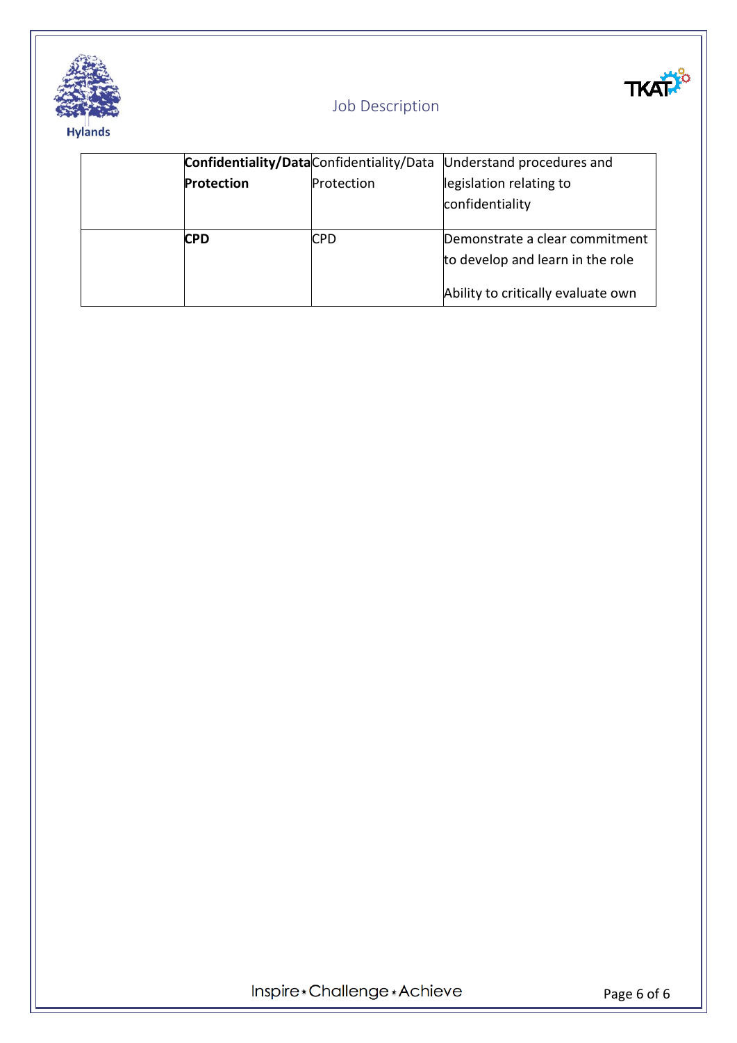| | | | |
|---|---|---|---|
| | **Confidentiality/Data Protection** | Confidentiality/Data Protection | Understand procedures and legislation relating to confidentiality |
| | **CPD** | CPD | Demonstrate a clear commitment to develop and learn in the role<br><br>Ability to critically evaluate own |